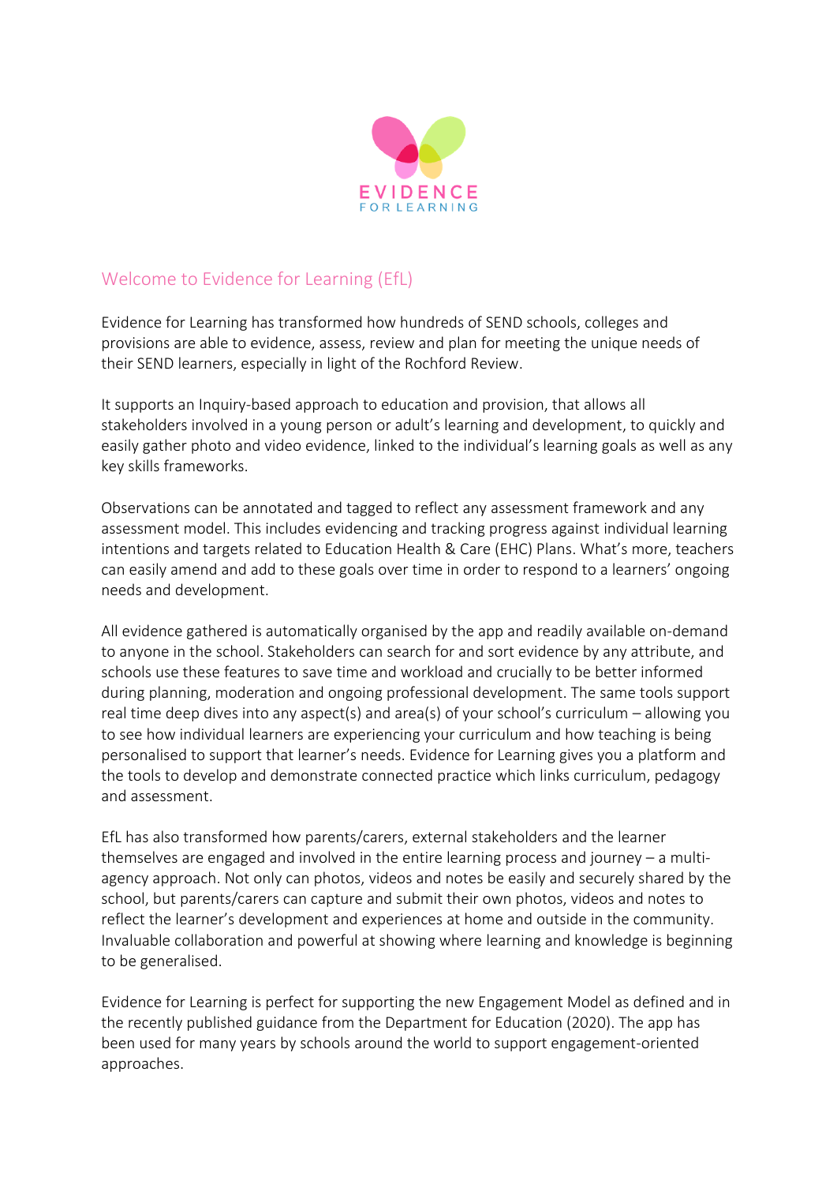EVIDENCE
FOR LEARNING

## Welcome to Evidence for Learning (EfL)

Evidence for Learning has transformed how hundreds of SEND schools, colleges and provisions are able to evidence, assess, review and plan for meeting the unique needs of their SEND learners, especially in light of the Rochford Review.

It supports an Inquiry-based approach to education and provision, that allows all stakeholders involved in a young person or adult's learning and development, to quickly and easily gather photo and video evidence, linked to the individual's learning goals as well as any key skills frameworks.

Observations can be annotated and tagged to reflect any assessment framework and any assessment model. This includes evidencing and tracking progress against individual learning intentions and targets related to Education Health & Care (EHC) Plans. What's more, teachers can easily amend and add to these goals over time in order to respond to a learners' ongoing needs and development.

All evidence gathered is automatically organised by the app and readily available on-demand to anyone in the school. Stakeholders can search for and sort evidence by any attribute, and schools use these features to save time and workload and crucially to be better informed during planning, moderation and ongoing professional development. The same tools support real time deep dives into any aspect(s) and area(s) of your school's curriculum – allowing you to see how individual learners are experiencing your curriculum and how teaching is being personalised to support that learner's needs. Evidence for Learning gives you a platform and the tools to develop and demonstrate connected practice which links curriculum, pedagogy and assessment.

EfL has also transformed how parents/carers, external stakeholders and the learner themselves are engaged and involved in the entire learning process and journey – a multi-agency approach. Not only can photos, videos and notes be easily and securely shared by the school, but parents/carers can capture and submit their own photos, videos and notes to reflect the learner's development and experiences at home and outside in the community. Invaluable collaboration and powerful at showing where learning and knowledge is beginning to be generalised.

Evidence for Learning is perfect for supporting the new Engagement Model as defined and in the recently published guidance from the Department for Education (2020). The app has been used for many years by schools around the world to support engagement-oriented approaches.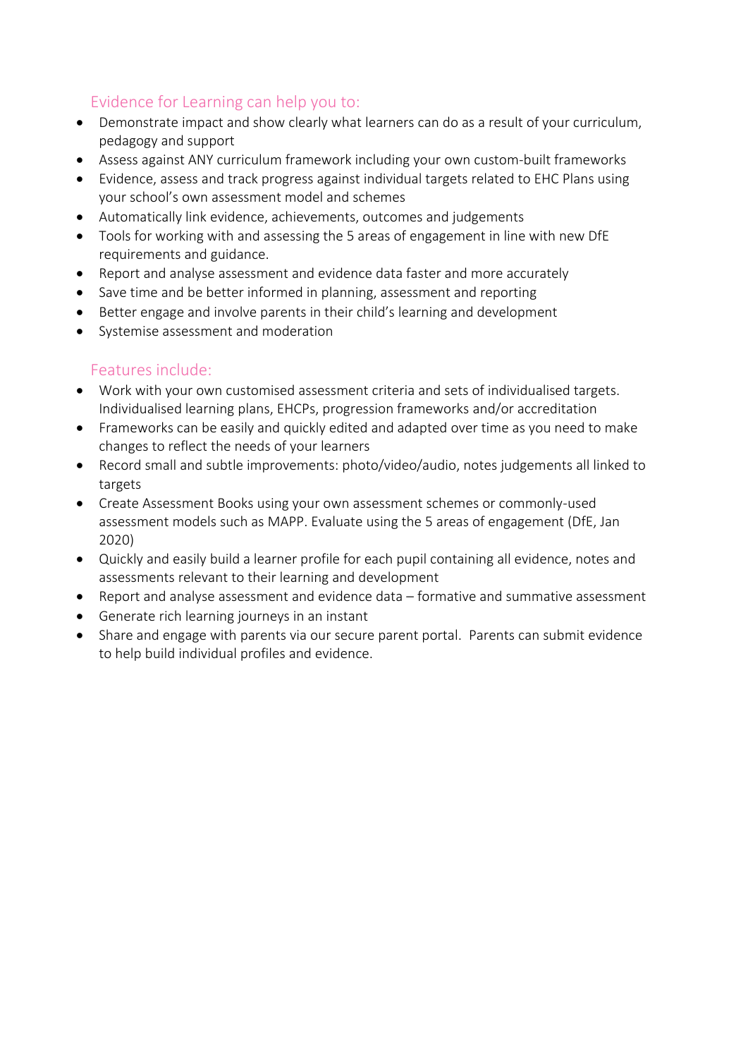## Evidence for Learning can help you to:

- Demonstrate impact and show clearly what learners can do as a result of your curriculum, pedagogy and support
- Assess against ANY curriculum framework including your own custom-built frameworks
- Evidence, assess and track progress against individual targets related to EHC Plans using your school's own assessment model and schemes
- Automatically link evidence, achievements, outcomes and judgements
- Tools for working with and assessing the 5 areas of engagement in line with new DfE requirements and guidance.
- Report and analyse assessment and evidence data faster and more accurately
- Save time and be better informed in planning, assessment and reporting
- Better engage and involve parents in their child's learning and development
- Systemise assessment and moderation

## Features include:

- Work with your own customised assessment criteria and sets of individualised targets. Individualised learning plans, EHCPs, progression frameworks and/or accreditation
- Frameworks can be easily and quickly edited and adapted over time as you need to make changes to reflect the needs of your learners
- Record small and subtle improvements: photo/video/audio, notes judgements all linked to targets
- Create Assessment Books using your own assessment schemes or commonly-used assessment models such as MAPP. Evaluate using the 5 areas of engagement (DfE, Jan 2020)
- Quickly and easily build a learner profile for each pupil containing all evidence, notes and assessments relevant to their learning and development
- Report and analyse assessment and evidence data – formative and summative assessment
- Generate rich learning journeys in an instant
- Share and engage with parents via our secure parent portal. Parents can submit evidence to help build individual profiles and evidence.